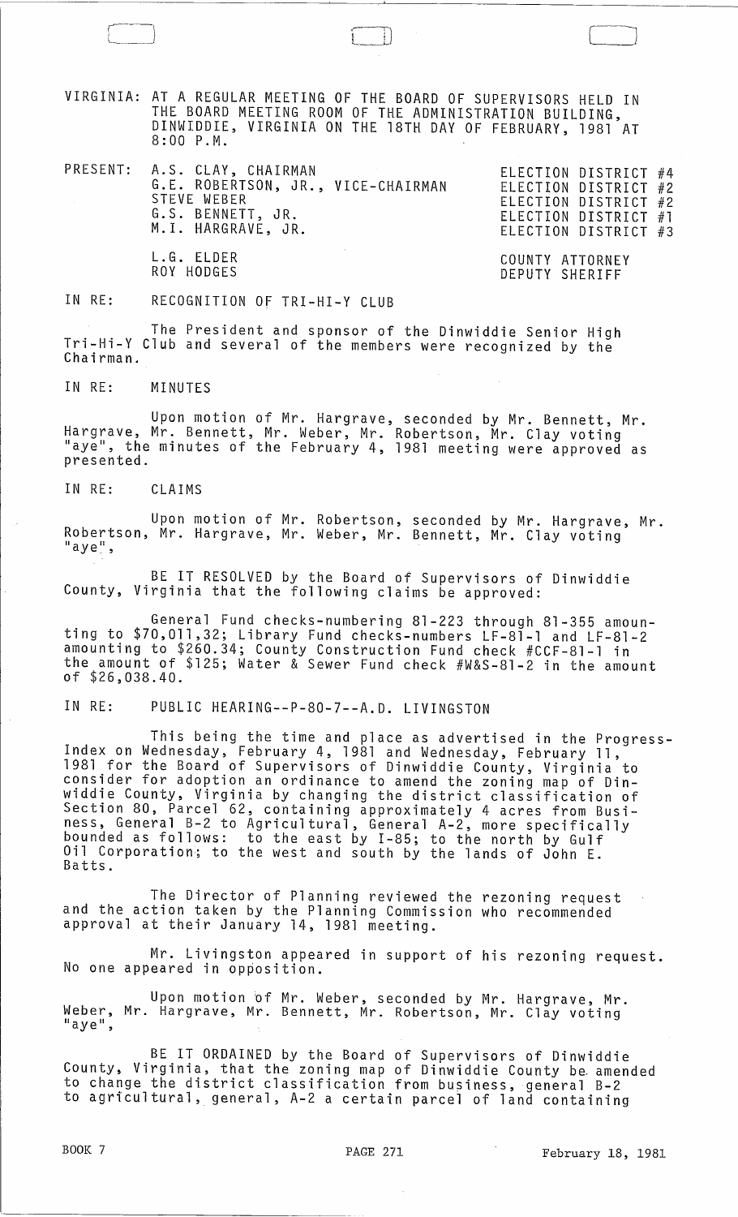VIRGINIA: AT A REGULAR MEETING OF THE BOARD OF SUPERVISORS HELD IN THE BOARD MEETING ROOM OF THE ADMINISTRATION BUILDING, DINWIDDIE, VIRGINIA ON THE 18TH DAY OF FEBRUARY, 1981 AT 8:00 P.M.

| PRESENT: | |
|---|---|
| A.S. CLAY, CHAIRMAN | ELECTION DISTRICT #4 |
| G.E. ROBERTSON, JR., VICE-CHAIRMAN | ELECTION DISTRICT #2 |
| STEVE WEBER | ELECTION DISTRICT #2 |
| G.S. BENNETT, JR. | ELECTION DISTRICT #1 |
| M.I. HARGRAVE, JR. | ELECTION DISTRICT #3 |
| L.G. ELDER | COUNTY ATTORNEY |
| ROY HODGES | DEPUTY SHERIFF |

IN RE: RECOGNITION OF TRI-HI-Y CLUB

The President and sponsor of the Dinwiddie Senior High Tri-Hi-Y Club and several of the members were recognized by the Chairman.

IN RE: MINUTES

Upon motion of Mr. Hargrave, seconded by Mr. Bennett, Mr. Hargrave, Mr. Bennett, Mr. Weber, Mr. Robertson, Mr. Clay voting "aye", the minutes of the February 4, 1981 meeting were approved as presented.

IN RE: CLAIMS

Upon motion of Mr. Robertson, seconded by Mr. Hargrave, Mr. Robertson, Mr. Hargrave, Mr. Weber, Mr. Bennett, Mr. Clay voting "aye",

BE IT RESOLVED by the Board of Supervisors of Dinwiddie County, Virginia that the following claims be approved:

General Fund checks-numbering 81-223 through 81-355 amounting to $70,011,32; Library Fund checks-numbers LF-81-1 and LF-81-2 amounting to $260.34; County Construction Fund check #CCF-81-1 in the amount of $125; Water & Sewer Fund check #W&S-81-2 in the amount of $26,038.40.

IN RE: PUBLIC HEARING--P-80-7--A.D. LIVINGSTON

This being the time and place as advertised in the Progress-Index on Wednesday, February 4, 1981 and Wednesday, February 11, 1981 for the Board of Supervisors of Dinwiddie County, Virginia to consider for adoption an ordinance to amend the zoning map of Dinwiddie County, Virginia by changing the district classification of Section 80, Parcel 62, containing approximately 4 acres from Business, General B-2 to Agricultural, General A-2, more specifically bounded as follows: to the east by I-85; to the north by Gulf Oil Corporation; to the west and south by the lands of John E. Batts.

The Director of Planning reviewed the rezoning request and the action taken by the Planning Commission who recommended approval at their January 14, 1981 meeting.

Mr. Livingston appeared in support of his rezoning request. No one appeared in opposition.

Upon motion of Mr. Weber, seconded by Mr. Hargrave, Mr. Weber, Mr. Hargrave, Mr. Bennett, Mr. Robertson, Mr. Clay voting "aye",

BE IT ORDAINED by the Board of Supervisors of Dinwiddie County, Virginia, that the zoning map of Dinwiddie County be amended to change the district classification from business, general B-2 to agricultural, general, A-2 a certain parcel of land containing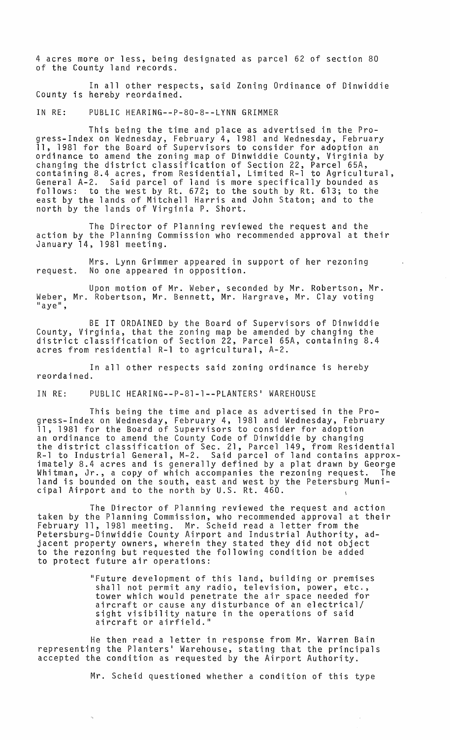4 acres more or less, being designated as parcel 62 of section 80 of the County land records.

In all other respects, said Zoning Ordinance of Dinwiddie County is hereby reordained.

IN RE: PUBLIC HEARING--P-80-8--LYNN GRIMMER

This being the time and place as advertised in the Progress-Index on Wednesday, February 4, 1981 and Wednesday, February 11, 1981 for the Board of Supervisors to consider for adoption an ordinance to amend the zoning map of Dinwiddie County, Virginia by changing the district classification of Section 22, Parcel 65A, containing 8.4 acres, from Residential, Limited R-1 to Agricultural, General A-2. Said parcel of land is more specifically bounded as follows: to the west by Rt. 672; to the south by Rt. 613; to the east by the lands of Mitchell Harris and John Staton; and to the north by the lands of Virginia P. Short.

The Director of Planning reviewed the request and the action by the Planning Commission who recommended approval at their January 14, 1981 meeting.

Mrs. Lynn Grimmer appeared in support of her rezoning request. No one appeared in opposition.

Upon motion of Mr. Weber, seconded by Mr. Robertson, Mr. Weber, Mr. Robertson, Mr. Bennett, Mr. Hargrave, Mr. Clay voting "aye",

BE IT ORDAINED by the Board of Supervisors of Dinwiddie County, Virginia, that the zoning map be amended by changing the district classification of Section 22, Parcel 65A, containing 8.4 acres from residential R-1 to agricultural, A-2.

In all other respects said zoning ordinance is hereby reordained.

IN RE: PUBLIC HEARING--P-81-1--PLANTERS' WAREHOUSE

This being the time and place as advertised in the Progress-Index on Wednesday, February 4, 1981 and Wednesday, February 11, 1981 for the Board of Supervisors to consider for adoption an ordinance to amend the County Code of Dinwiddie by changing the district classification of Sec. 21, Parcel 149, from Residential R-1 to Industrial General, M-2. Said parcel of land contains approximately 8.4 acres and is generally defined by a plat drawn by George Whitman, Jr., a copy of which accompanies the rezoning request. The land is bounded on the south, east and west by the Petersburg Municipal Airport and to the north by U.S. Rt. 460.

The Director of Planning reviewed the request and action taken by the Planning Commission, who recommended approval at their February 11, 1981 meeting. Mr. Scheid read a letter from the Petersburg-Dinwiddie County Airport and Industrial Authority, adjacent property owners, wherein they stated they did not object to the rezoning but requested the following condition be added to protect future air operations:

> "Future development of this land, building or premises shall not permit any radio, television, power, etc., tower which would penetrate the air space needed for aircraft or cause any disturbance of an electrical/sight visibility nature in the operations of said aircraft or airfield."

He then read a letter in response from Mr. Warren Bain representing the Planters' Warehouse, stating that the principals accepted the condition as requested by the Airport Authority.

Mr. Scheid questioned whether a condition of this type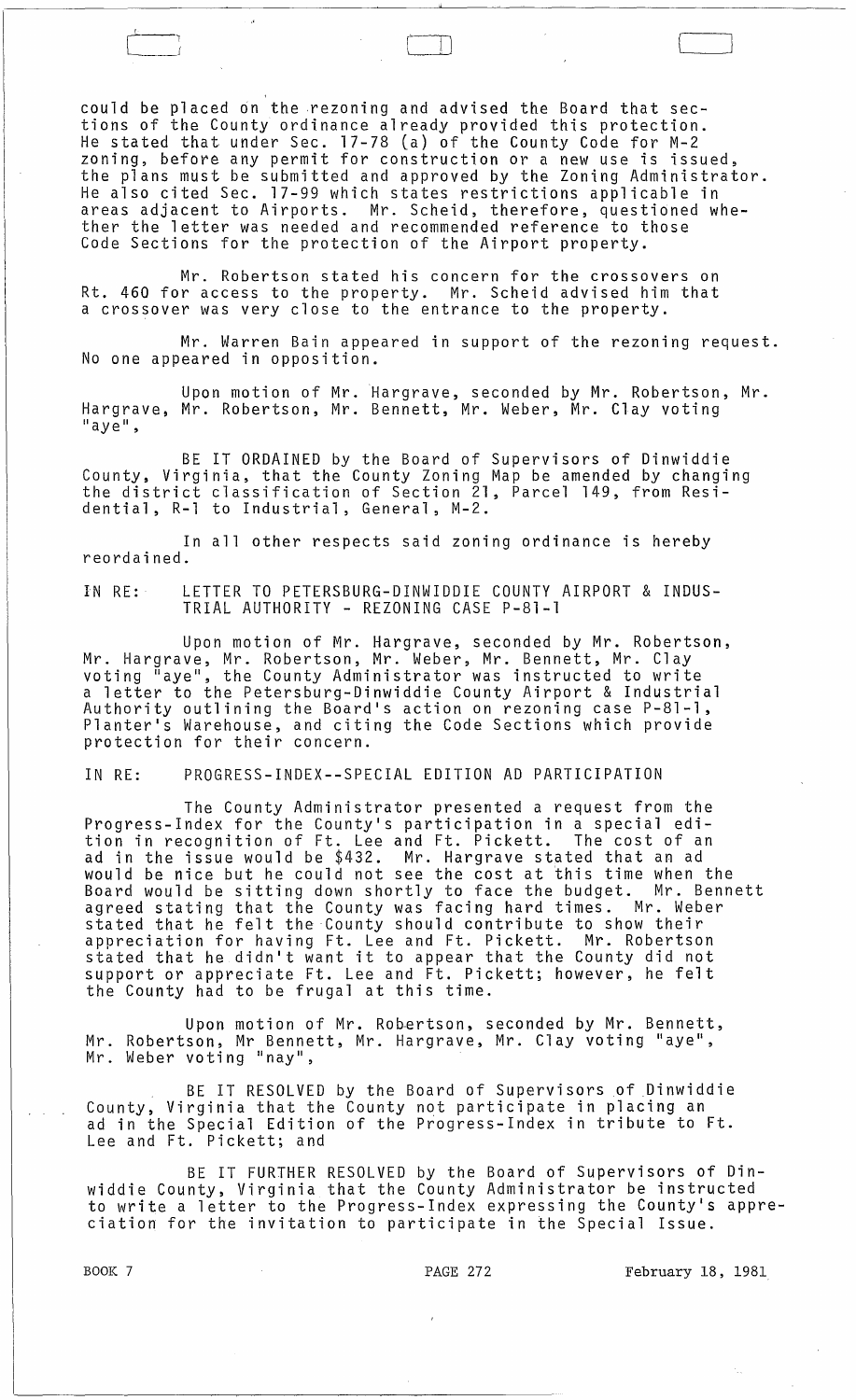could be placed on the rezoning and advised the Board that sections of the County ordinance already provided this protection. He stated that under Sec. 17-78 (a) of the County Code for M-2 zoning, before any permit for construction or a new use is issued, the plans must be submitted and approved by the Zoning Administrator. He also cited Sec. 17-99 which states restrictions applicable in areas adjacent to Airports. Mr. Scheid, therefore, questioned whether the letter was needed and recommended reference to those Code Sections for the protection of the Airport property.

Mr. Robertson stated his concern for the crossovers on Rt. 460 for access to the property. Mr. Scheid advised him that a crossover was very close to the entrance to the property.

Mr. Warren Bain appeared in support of the rezoning request. No one appeared in opposition.

Upon motion of Mr. Hargrave, seconded by Mr. Robertson, Mr. Hargrave, Mr. Robertson, Mr. Bennett, Mr. Weber, Mr. Clay voting "aye",

BE IT ORDAINED by the Board of Supervisors of Dinwiddie County, Virginia, that the County Zoning Map be amended by changing the district classification of Section 21, Parcel 149, from Residential, R-1 to Industrial, General, M-2.

In all other respects said zoning ordinance is hereby reordained.

IN RE: LETTER TO PETERSBURG-DINWIDDIE COUNTY AIRPORT & INDUSTRIAL AUTHORITY - REZONING CASE P-81-1

Upon motion of Mr. Hargrave, seconded by Mr. Robertson, Mr. Hargrave, Mr. Robertson, Mr. Weber, Mr. Bennett, Mr. Clay voting "aye", the County Administrator was instructed to write a letter to the Petersburg-Dinwiddie County Airport & Industrial Authority outlining the Board's action on rezoning case P-81-1, Planter's Warehouse, and citing the Code Sections which provide protection for their concern.

IN RE: PROGRESS-INDEX--SPECIAL EDITION AD PARTICIPATION

The County Administrator presented a request from the Progress-Index for the County's participation in a special edition in recognition of Ft. Lee and Ft. Pickett. The cost of an ad in the issue would be $432. Mr. Hargrave stated that an ad would be nice but he could not see the cost at this time when the Board would be sitting down shortly to face the budget. Mr. Bennett agreed stating that the County was facing hard times. Mr. Weber stated that he felt the County should contribute to show their appreciation for having Ft. Lee and Ft. Pickett. Mr. Robertson stated that he didn't want it to appear that the County did not support or appreciate Ft. Lee and Ft. Pickett; however, he felt the County had to be frugal at this time.

Upon motion of Mr. Robertson, seconded by Mr. Bennett, Mr. Robertson, Mr Bennett, Mr. Hargrave, Mr. Clay voting "aye", Mr. Weber voting "nay",

BE IT RESOLVED by the Board of Supervisors of Dinwiddie County, Virginia that the County not participate in placing an ad in the Special Edition of the Progress-Index in tribute to Ft. Lee and Ft. Pickett; and

BE IT FURTHER RESOLVED by the Board of Supervisors of Dinwiddie County, Virginia that the County Administrator be instructed to write a letter to the Progress-Index expressing the County's appreciation for the invitation to participate in the Special Issue.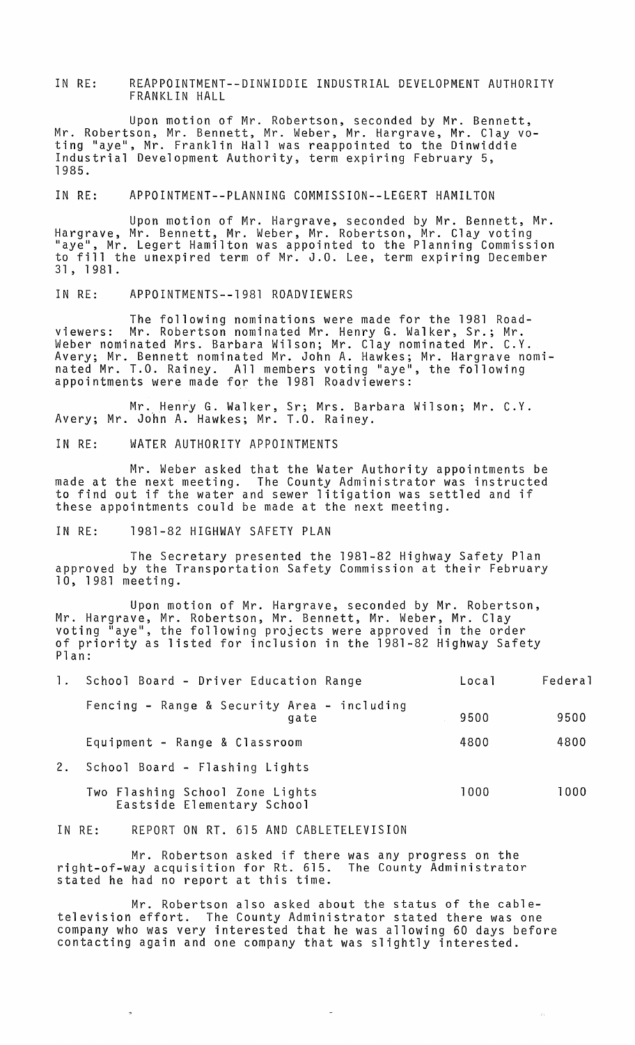IN RE: REAPPOINTMENT--DINWIDDIE INDUSTRIAL DEVELOPMENT AUTHORITY FRANKLIN HALL

Upon motion of Mr. Robertson, seconded by Mr. Bennett, Mr. Robertson, Mr. Bennett, Mr. Weber, Mr. Hargrave, Mr. Clay voting "aye", Mr. Franklin Hall was reappointed to the Dinwiddie Industrial Development Authority, term expiring February 5, 1985.

IN RE: APPOINTMENT--PLANNING COMMISSION--LEGERT HAMILTON

Upon motion of Mr. Hargrave, seconded by Mr. Bennett, Mr. Hargrave, Mr. Bennett, Mr. Weber, Mr. Robertson, Mr. Clay voting "aye", Mr. Legert Hamilton was appointed to the Planning Commission to fill the unexpired term of Mr. J.O. Lee, term expiring December 31, 1981.

IN RE: APPOINTMENTS--1981 ROADVIEWERS

The following nominations were made for the 1981 Roadviewers: Mr. Robertson nominated Mr. Henry G. Walker, Sr.; Mr. Weber nominated Mrs. Barbara Wilson; Mr. Clay nominated Mr. C.Y. Avery; Mr. Bennett nominated Mr. John A. Hawkes; Mr. Hargrave nominated Mr. T.O. Rainey. All members voting "aye", the following appointments were made for the 1981 Roadviewers:

Mr. Henry G. Walker, Sr; Mrs. Barbara Wilson; Mr. C.Y. Avery; Mr. John A. Hawkes; Mr. T.O. Rainey.

IN RE: WATER AUTHORITY APPOINTMENTS

Mr. Weber asked that the Water Authority appointments be made at the next meeting. The County Administrator was instructed to find out if the water and sewer litigation was settled and if these appointments could be made at the next meeting.

IN RE: 1981-82 HIGHWAY SAFETY PLAN

The Secretary presented the 1981-82 Highway Safety Plan approved by the Transportation Safety Commission at their February 10, 1981 meeting.

Upon motion of Mr. Hargrave, seconded by Mr. Robertson, Mr. Hargrave, Mr. Robertson, Mr. Bennett, Mr. Weber, Mr. Clay voting "aye", the following projects were approved in the order of priority as listed for inclusion in the 1981-82 Highway Safety Plan:

| | Local | Federal |
|---|---|---|
| 1. School Board - Driver Education Range | | |
| Fencing - Range & Security Area - including gate | 9500 | 9500 |
| Equipment - Range & Classroom | 4800 | 4800 |
| 2. School Board - Flashing Lights | | |
| Two Flashing School Zone Lights Eastside Elementary School | 1000 | 1000 |

IN RE: REPORT ON RT. 615 AND CABLETELEVISION

Mr. Robertson asked if there was any progress on the right-of-way acquisition for Rt. 615. The County Administrator stated he had no report at this time.

Mr. Robertson also asked about the status of the cable-television effort. The County Administrator stated there was one company who was very interested that he was allowing 60 days before contacting again and one company that was slightly interested.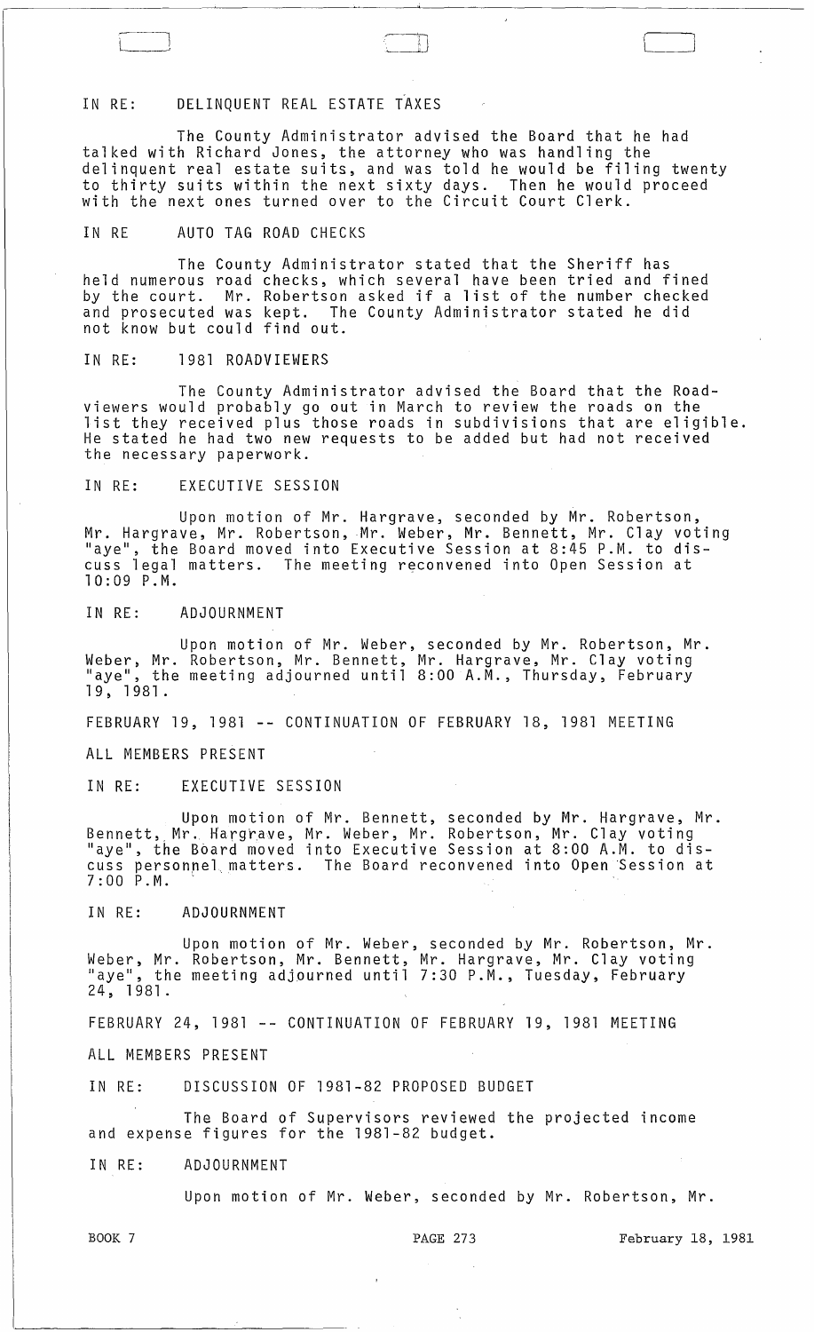IN RE: DELINQUENT REAL ESTATE TAXES

The County Administrator advised the Board that he had talked with Richard Jones, the attorney who was handling the delinquent real estate suits, and was told he would be filing twenty to thirty suits within the next sixty days. Then he would proceed with the next ones turned over to the Circuit Court Clerk.

IN RE AUTO TAG ROAD CHECKS

The County Administrator stated that the Sheriff has held numerous road checks, which several have been tried and fined by the court. Mr. Robertson asked if a list of the number checked and prosecuted was kept. The County Administrator stated he did not know but could find out.

IN RE: 1981 ROADVIEWERS

The County Administrator advised the Board that the Roadviewers would probably go out in March to review the roads on the list they received plus those roads in subdivisions that are eligible. He stated he had two new requests to be added but had not received the necessary paperwork.

IN RE: EXECUTIVE SESSION

Upon motion of Mr. Hargrave, seconded by Mr. Robertson, Mr. Hargrave, Mr. Robertson, Mr. Weber, Mr. Bennett, Mr. Clay voting "aye", the Board moved into Executive Session at 8:45 P.M. to discuss legal matters. The meeting reconvened into Open Session at 10:09 P.M.

IN RE: ADJOURNMENT

Upon motion of Mr. Weber, seconded by Mr. Robertson, Mr. Weber, Mr. Robertson, Mr. Bennett, Mr. Hargrave, Mr. Clay voting "aye", the meeting adjourned until 8:00 A.M., Thursday, February 19, 1981.

FEBRUARY 19, 1981 -- CONTINUATION OF FEBRUARY 18, 1981 MEETING

ALL MEMBERS PRESENT

IN RE: EXECUTIVE SESSION

Upon motion of Mr. Bennett, seconded by Mr. Hargrave, Mr. Bennett, Mr. Hargrave, Mr. Weber, Mr. Robertson, Mr. Clay voting "aye", the Board moved into Executive Session at 8:00 A.M. to discuss personnel matters. The Board reconvened into Open Session at 7:00 P.M.

IN RE: ADJOURNMENT

Upon motion of Mr. Weber, seconded by Mr. Robertson, Mr. Weber, Mr. Robertson, Mr. Bennett, Mr. Hargrave, Mr. Clay voting "aye", the meeting adjourned until 7:30 P.M., Tuesday, February 24, 1981.

FEBRUARY 24, 1981 -- CONTINUATION OF FEBRUARY 19, 1981 MEETING

ALL MEMBERS PRESENT

IN RE: DISCUSSION OF 1981-82 PROPOSED BUDGET

The Board of Supervisors reviewed the projected income and expense figures for the 1981-82 budget.

IN RE: ADJOURNMENT

Upon motion of Mr. Weber, seconded by Mr. Robertson, Mr.

BOOK 7 PAGE 273 February 18, 1981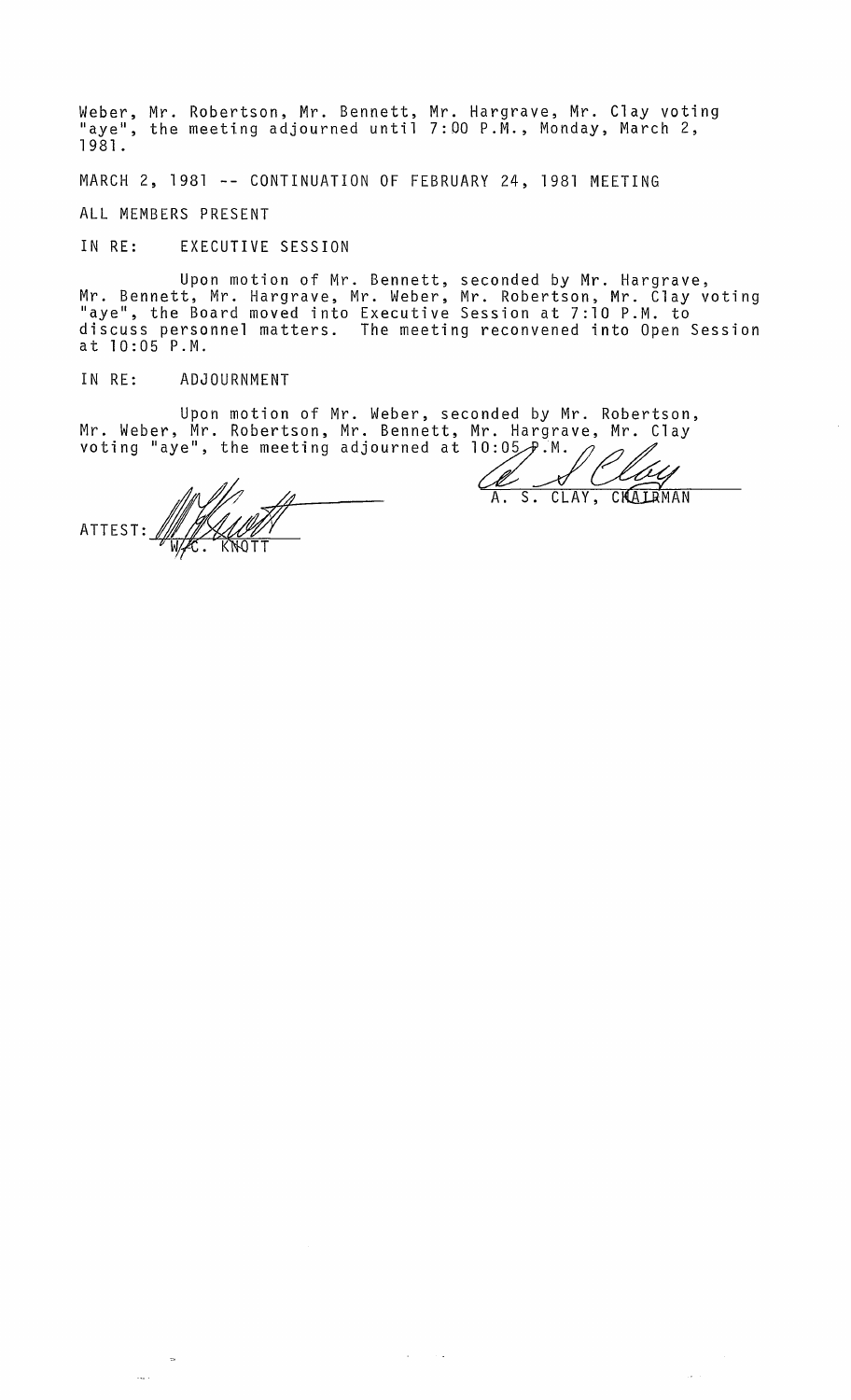Weber, Mr. Robertson, Mr. Bennett, Mr. Hargrave, Mr. Clay voting "aye", the meeting adjourned until 7:00 P.M., Monday, March 2, 1981.

MARCH 2, 1981 -- CONTINUATION OF FEBRUARY 24, 1981 MEETING

ALL MEMBERS PRESENT

IN RE: EXECUTIVE SESSION

Upon motion of Mr. Bennett, seconded by Mr. Hargrave, Mr. Bennett, Mr. Hargrave, Mr. Weber, Mr. Robertson, Mr. Clay voting "aye", the Board moved into Executive Session at 7:10 P.M. to discuss personnel matters. The meeting reconvened into Open Session at 10:05 P.M.

IN RE: ADJOURNMENT

Upon motion of Mr. Weber, seconded by Mr. Robertson, Mr. Weber, Mr. Robertson, Mr. Bennett, Mr. Hargrave, Mr. Clay voting "aye", the meeting adjourned at 10:05 P.M.

A. S. CLAY, CHAIRMAN

ATTEST: W. C. KNOTT